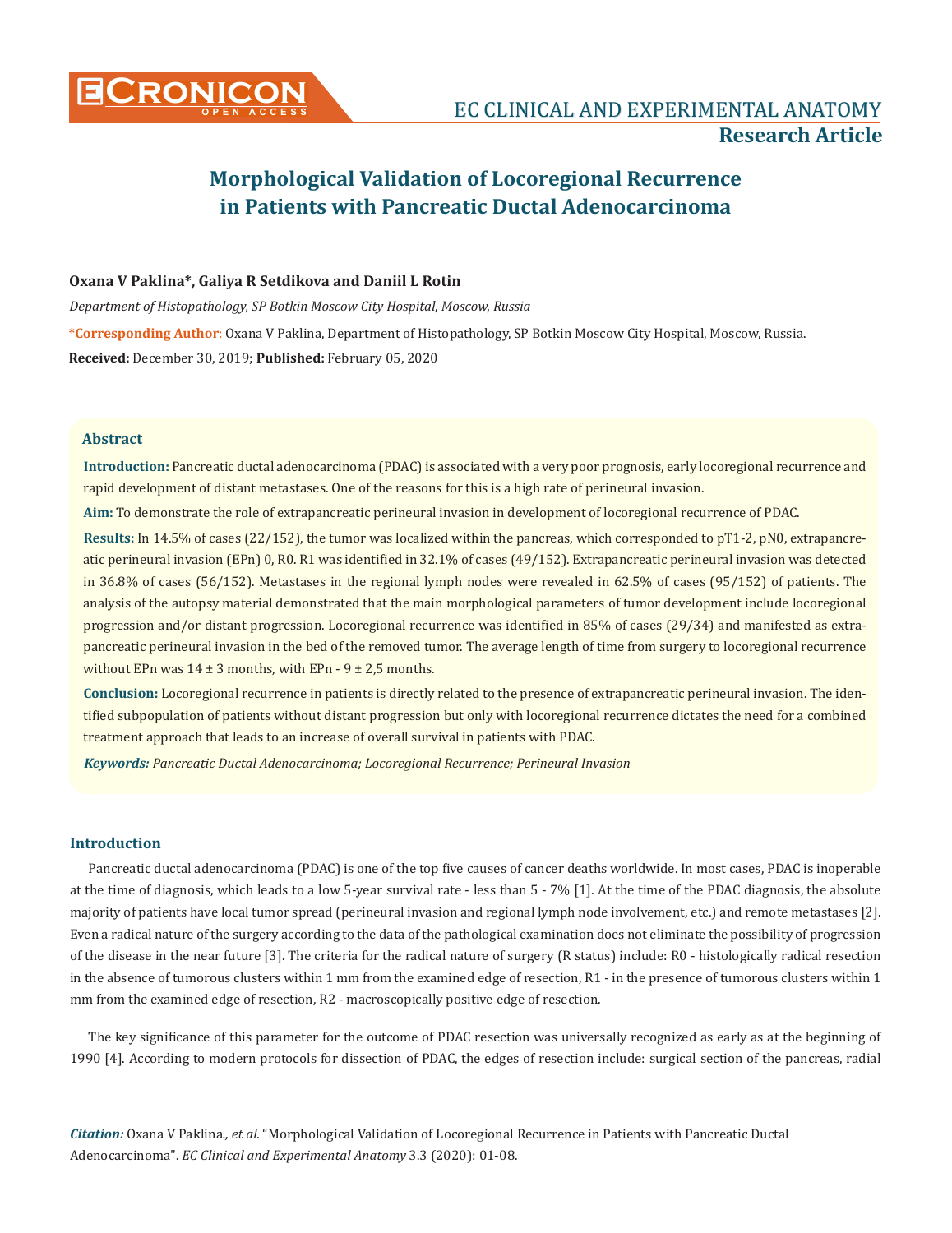# Morphological Validation of Locoregional Recurrence in Patients with Pancreatic Ductal Adenocarcinoma

**Oxana V Paklina*, Galiya R Setdikova and Daniil L Rotin**

*Department of Histopathology, SP Botkin Moscow City Hospital, Moscow, Russia*

**\*Corresponding Author**: Oxana V Paklina, Department of Histopathology, SP Botkin Moscow City Hospital, Moscow, Russia.

**Received:** December 30, 2019; **Published:** February 05, 2020

## Abstract

**Introduction:** Pancreatic ductal adenocarcinoma (PDAC) is associated with a very poor prognosis, early locoregional recurrence and rapid development of distant metastases. One of the reasons for this is a high rate of perineural invasion.

**Aim:** To demonstrate the role of extrapancreatic perineural invasion in development of locoregional recurrence of PDAC.

**Results:** In 14.5% of cases (22/152), the tumor was localized within the pancreas, which corresponded to pT1-2, pN0, extrapancreatic perineural invasion (EPn) 0, R0. R1 was identified in 32.1% of cases (49/152). Extrapancreatic perineural invasion was detected in 36.8% of cases (56/152). Metastases in the regional lymph nodes were revealed in 62.5% of cases (95/152) of patients. The analysis of the autopsy material demonstrated that the main morphological parameters of tumor development include locoregional progression and/or distant progression. Locoregional recurrence was identified in 85% of cases (29/34) and manifested as extrapancreatic perineural invasion in the bed of the removed tumor. The average length of time from surgery to locoregional recurrence without EPn was 14 ± 3 months, with EPn - 9 ± 2,5 months.

**Conclusion:** Locoregional recurrence in patients is directly related to the presence of extrapancreatic perineural invasion. The identified subpopulation of patients without distant progression but only with locoregional recurrence dictates the need for a combined treatment approach that leads to an increase of overall survival in patients with PDAC.

***Keywords:*** *Pancreatic Ductal Adenocarcinoma; Locoregional Recurrence; Perineural Invasion*

## Introduction

Pancreatic ductal adenocarcinoma (PDAC) is one of the top five causes of cancer deaths worldwide. In most cases, PDAC is inoperable at the time of diagnosis, which leads to a low 5-year survival rate - less than 5 - 7% [1]. At the time of the PDAC diagnosis, the absolute majority of patients have local tumor spread (perineural invasion and regional lymph node involvement, etc.) and remote metastases [2]. Even a radical nature of the surgery according to the data of the pathological examination does not eliminate the possibility of progression of the disease in the near future [3]. The criteria for the radical nature of surgery (R status) include: R0 - histologically radical resection in the absence of tumorous clusters within 1 mm from the examined edge of resection, R1 - in the presence of tumorous clusters within 1 mm from the examined edge of resection, R2 - macroscopically positive edge of resection.

The key significance of this parameter for the outcome of PDAC resection was universally recognized as early as at the beginning of 1990 [4]. According to modern protocols for dissection of PDAC, the edges of resection include: surgical section of the pancreas, radial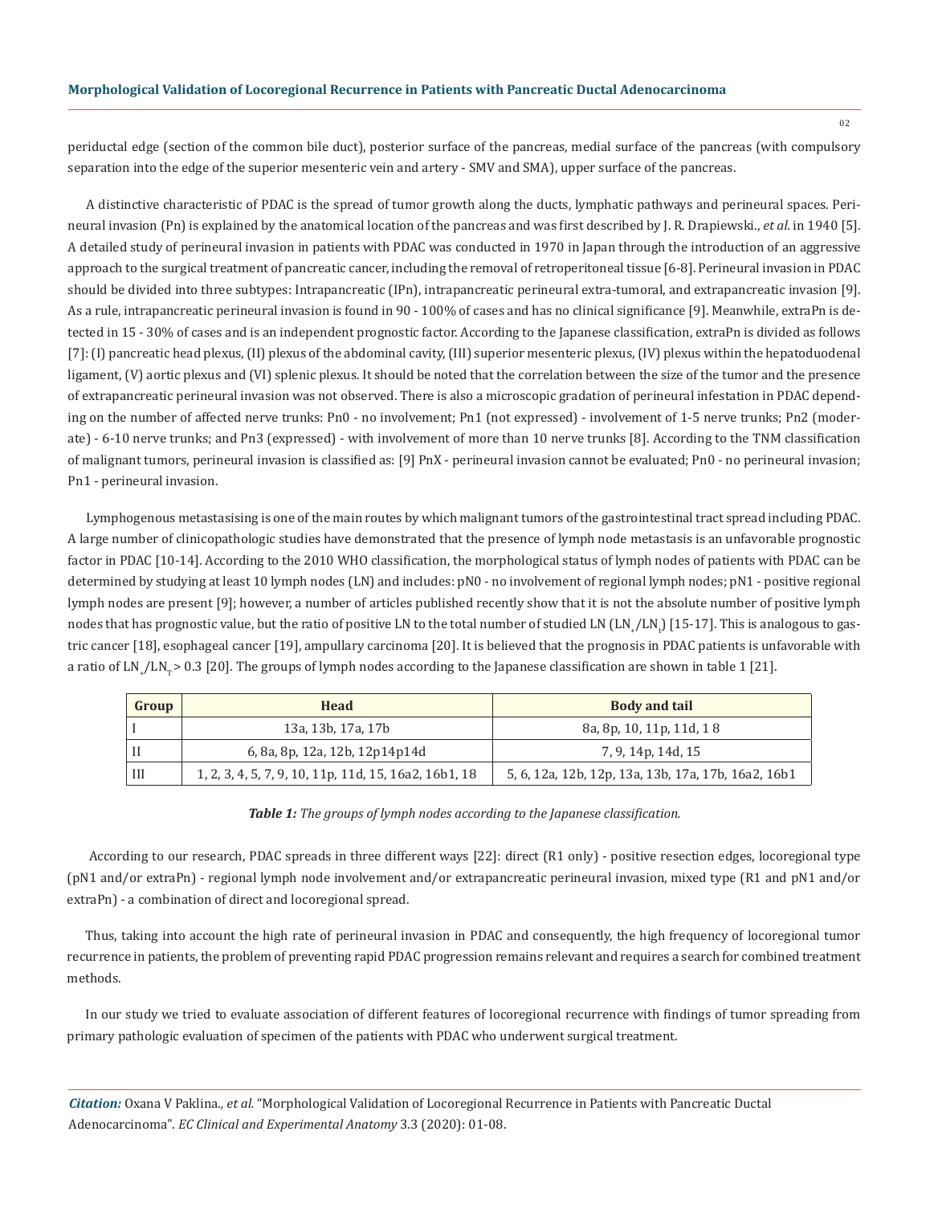periductal edge (section of the common bile duct), posterior surface of the pancreas, medial surface of the pancreas (with compulsory separation into the edge of the superior mesenteric vein and artery - SMV and SMA), upper surface of the pancreas.

A distinctive characteristic of PDAC is the spread of tumor growth along the ducts, lymphatic pathways and perineural spaces. Perineural invasion (Pn) is explained by the anatomical location of the pancreas and was first described by J. R. Drapiewski., *et al.* in 1940 [5]. A detailed study of perineural invasion in patients with PDAC was conducted in 1970 in Japan through the introduction of an aggressive approach to the surgical treatment of pancreatic cancer, including the removal of retroperitoneal tissue [6-8]. Perineural invasion in PDAC should be divided into three subtypes: Intrapancreatic (IPn), intrapancreatic perineural extra-tumoral, and extrapancreatic invasion [9]. As a rule, intrapancreatic perineural invasion is found in 90 - 100% of cases and has no clinical significance [9]. Meanwhile, extraPn is detected in 15 - 30% of cases and is an independent prognostic factor. According to the Japanese classification, extraPn is divided as follows [7]: (I) pancreatic head plexus, (II) plexus of the abdominal cavity, (III) superior mesenteric plexus, (IV) plexus within the hepatoduodenal ligament, (V) aortic plexus and (VI) splenic plexus. It should be noted that the correlation between the size of the tumor and the presence of extrapancreatic perineural invasion was not observed. There is also a microscopic gradation of perineural infestation in PDAC depending on the number of affected nerve trunks: Pn0 - no involvement; Pn1 (not expressed) - involvement of 1-5 nerve trunks; Pn2 (moderate) - 6-10 nerve trunks; and Pn3 (expressed) - with involvement of more than 10 nerve trunks [8]. According to the TNM classification of malignant tumors, perineural invasion is classified as: [9] PnX - perineural invasion cannot be evaluated; Pn0 - no perineural invasion; Pn1 - perineural invasion.

Lymphogenous metastasising is one of the main routes by which malignant tumors of the gastrointestinal tract spread including PDAC. A large number of clinicopathologic studies have demonstrated that the presence of lymph node metastasis is an unfavorable prognostic factor in PDAC [10-14]. According to the 2010 WHO classification, the morphological status of lymph nodes of patients with PDAC can be determined by studying at least 10 lymph nodes (LN) and includes: pN0 - no involvement of regional lymph nodes; pN1 - positive regional lymph nodes are present [9]; however, a number of articles published recently show that it is not the absolute number of positive lymph nodes that has prognostic value, but the ratio of positive LN to the total number of studied LN ($LN_+/LN_T$) [15-17]. This is analogous to gastric cancer [18], esophageal cancer [19], ampullary carcinoma [20]. It is believed that the prognosis in PDAC patients is unfavorable with a ratio of $LN_+/LN_T > 0.3$ [20]. The groups of lymph nodes according to the Japanese classification are shown in table 1 [21].

| Group | Head | Body and tail |
| --- | --- | --- |
| I | 13a, 13b, 17a, 17b | 8a, 8p, 10, 11p, 11d, 1 8 |
| II | 6, 8a, 8p, 12a, 12b, 12p14p14d | 7, 9, 14p, 14d, 15 |
| III | 1, 2, 3, 4, 5, 7, 9, 10, 11p, 11d, 15, 16a2, 16b1, 18 | 5, 6, 12a, 12b, 12p, 13a, 13b, 17a, 17b, 16a2, 16b1 |

***Table 1:*** *The groups of lymph nodes according to the Japanese classification.*

According to our research, PDAC spreads in three different ways [22]: direct (R1 only) - positive resection edges, locoregional type (pN1 and/or extraPn) - regional lymph node involvement and/or extrapancreatic perineural invasion, mixed type (R1 and pN1 and/or extraPn) - a combination of direct and locoregional spread.

Thus, taking into account the high rate of perineural invasion in PDAC and consequently, the high frequency of locoregional tumor recurrence in patients, the problem of preventing rapid PDAC progression remains relevant and requires a search for combined treatment methods.

In our study we tried to evaluate association of different features of locoregional recurrence with findings of tumor spreading from primary pathologic evaluation of specimen of the patients with PDAC who underwent surgical treatment.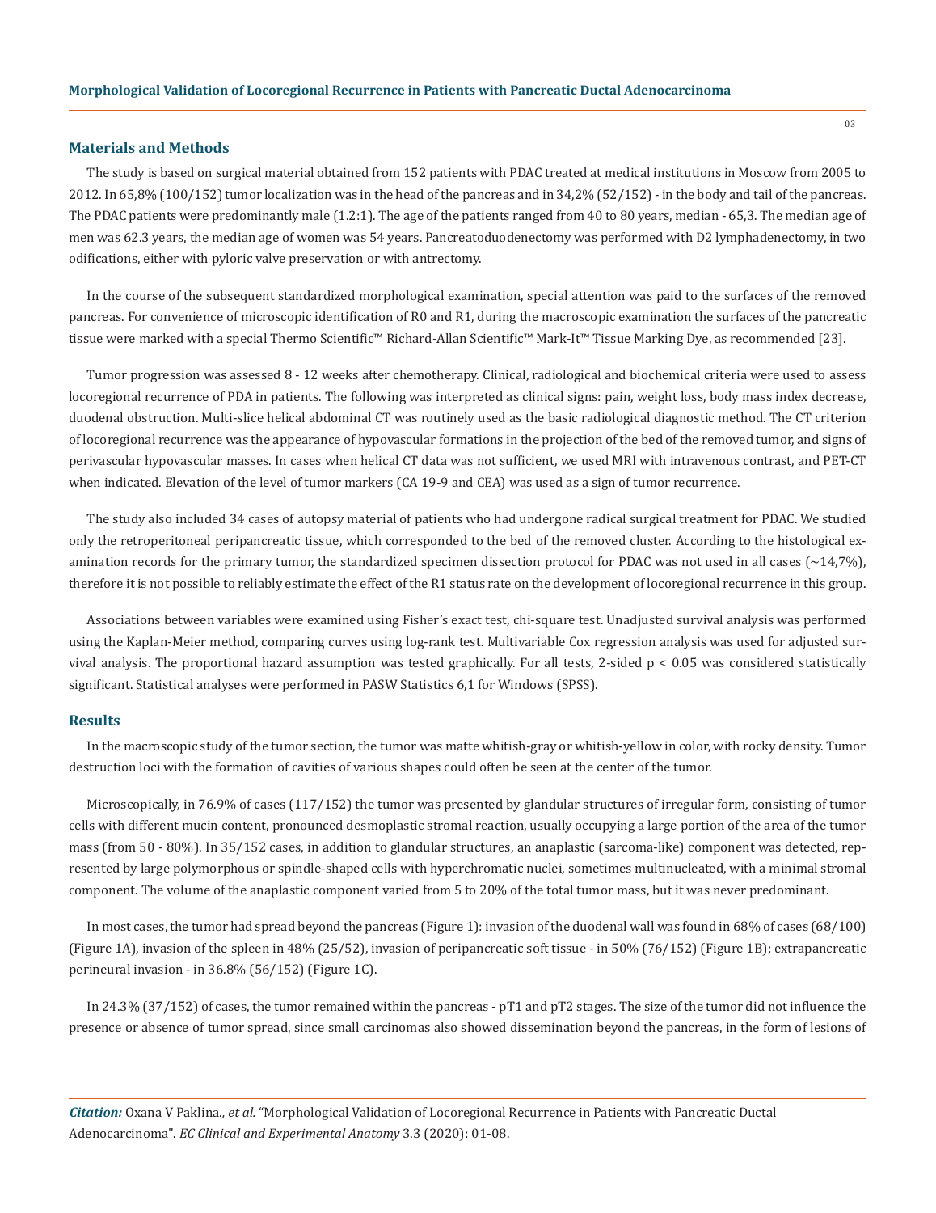## Materials and Methods

The study is based on surgical material obtained from 152 patients with PDAC treated at medical institutions in Moscow from 2005 to 2012. In 65,8% (100/152) tumor localization was in the head of the pancreas and in 34,2% (52/152) - in the body and tail of the pancreas. The PDAC patients were predominantly male (1.2:1). The age of the patients ranged from 40 to 80 years, median - 65,3. The median age of men was 62.3 years, the median age of women was 54 years. Pancreatoduodenectomy was performed with D2 lymphadenectomy, in two odifications, either with pyloric valve preservation or with antrectomy.

In the course of the subsequent standardized morphological examination, special attention was paid to the surfaces of the removed pancreas. For convenience of microscopic identification of R0 and R1, during the macroscopic examination the surfaces of the pancreatic tissue were marked with a special Thermo Scientific™ Richard-Allan Scientific™ Mark-It™ Tissue Marking Dye, as recommended [23].

Tumor progression was assessed 8 - 12 weeks after chemotherapy. Clinical, radiological and biochemical criteria were used to assess locoregional recurrence of PDA in patients. The following was interpreted as clinical signs: pain, weight loss, body mass index decrease, duodenal obstruction. Multi-slice helical abdominal CT was routinely used as the basic radiological diagnostic method. The CT criterion of locoregional recurrence was the appearance of hypovascular formations in the projection of the bed of the removed tumor, and signs of perivascular hypovascular masses. In cases when helical CT data was not sufficient, we used MRI with intravenous contrast, and PET-CT when indicated. Elevation of the level of tumor markers (CA 19-9 and CEA) was used as a sign of tumor recurrence.

The study also included 34 cases of autopsy material of patients who had undergone radical surgical treatment for PDAC. We studied only the retroperitoneal peripancreatic tissue, which corresponded to the bed of the removed cluster. According to the histological examination records for the primary tumor, the standardized specimen dissection protocol for PDAC was not used in all cases (~14,7%), therefore it is not possible to reliably estimate the effect of the R1 status rate on the development of locoregional recurrence in this group.

Associations between variables were examined using Fisher's exact test, chi-square test. Unadjusted survival analysis was performed using the Kaplan-Meier method, comparing curves using log-rank test. Multivariable Cox regression analysis was used for adjusted survival analysis. The proportional hazard assumption was tested graphically. For all tests, 2-sided $p < 0.05$ was considered statistically significant. Statistical analyses were performed in PASW Statistics 6,1 for Windows (SPSS).

## Results

In the macroscopic study of the tumor section, the tumor was matte whitish-gray or whitish-yellow in color, with rocky density. Tumor destruction loci with the formation of cavities of various shapes could often be seen at the center of the tumor.

Microscopically, in 76.9% of cases (117/152) the tumor was presented by glandular structures of irregular form, consisting of tumor cells with different mucin content, pronounced desmoplastic stromal reaction, usually occupying a large portion of the area of the tumor mass (from 50 - 80%). In 35/152 cases, in addition to glandular structures, an anaplastic (sarcoma-like) component was detected, represented by large polymorphous or spindle-shaped cells with hyperchromatic nuclei, sometimes multinucleated, with a minimal stromal component. The volume of the anaplastic component varied from 5 to 20% of the total tumor mass, but it was never predominant.

In most cases, the tumor had spread beyond the pancreas (Figure 1): invasion of the duodenal wall was found in 68% of cases (68/100) (Figure 1A), invasion of the spleen in 48% (25/52), invasion of peripancreatic soft tissue - in 50% (76/152) (Figure 1B); extrapancreatic perineural invasion - in 36.8% (56/152) (Figure 1C).

In 24.3% (37/152) of cases, the tumor remained within the pancreas - pT1 and pT2 stages. The size of the tumor did not influence the presence or absence of tumor spread, since small carcinomas also showed dissemination beyond the pancreas, in the form of lesions of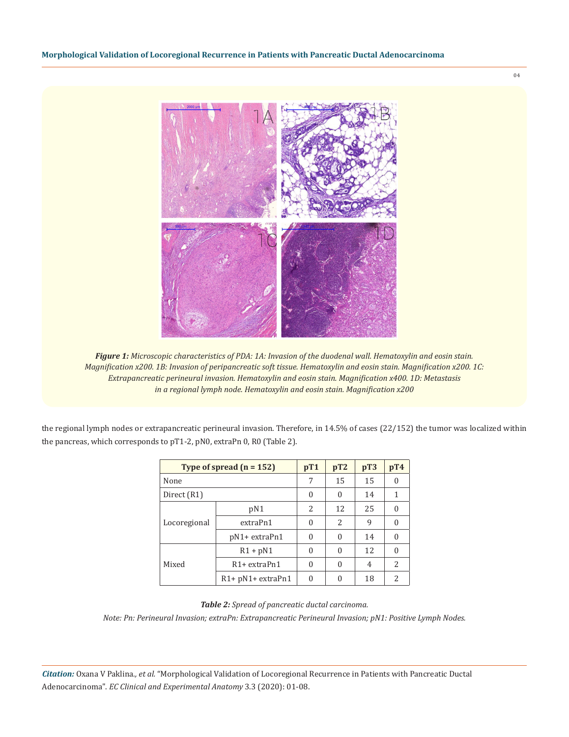***Figure 1:*** *Microscopic characteristics of PDA: 1A: Invasion of the duodenal wall. Hematoxylin and eosin stain. Magnification x200. 1B: Invasion of peripancreatic soft tissue. Hematoxylin and eosin stain. Magnification x200. 1C: Extrapancreatic perineural invasion. Hematoxylin and eosin stain. Magnification x400. 1D: Metastasis in a regional lymph node. Hematoxylin and eosin stain. Magnification x200*

the regional lymph nodes or extrapancreatic perineural invasion. Therefore, in 14.5% of cases (22/152) the tumor was localized within the pancreas, which corresponds to pT1-2, pN0, extraPn 0, R0 (Table 2).

| Type of spread (n = 152) | | pT1 | pT2 | pT3 | pT4 |
|---|---|---|---|---|---|
| None | | 7 | 15 | 15 | 0 |
| Direct (R1) | | 0 | 0 | 14 | 1 |
| Locoregional | pN1 | 2 | 12 | 25 | 0 |
| | extraPn1 | 0 | 2 | 9 | 0 |
| | pN1+ extraPn1 | 0 | 0 | 14 | 0 |
| Mixed | R1 + pN1 | 0 | 0 | 12 | 0 |
| | R1+ extraPn1 | 0 | 0 | 4 | 2 |
| | R1+ pN1+ extraPn1 | 0 | 0 | 18 | 2 |

***Table 2:*** *Spread of pancreatic ductal carcinoma.*

*Note: Pn: Perineural Invasion; extraPn: Extrapancreatic Perineural Invasion; pN1: Positive Lymph Nodes.*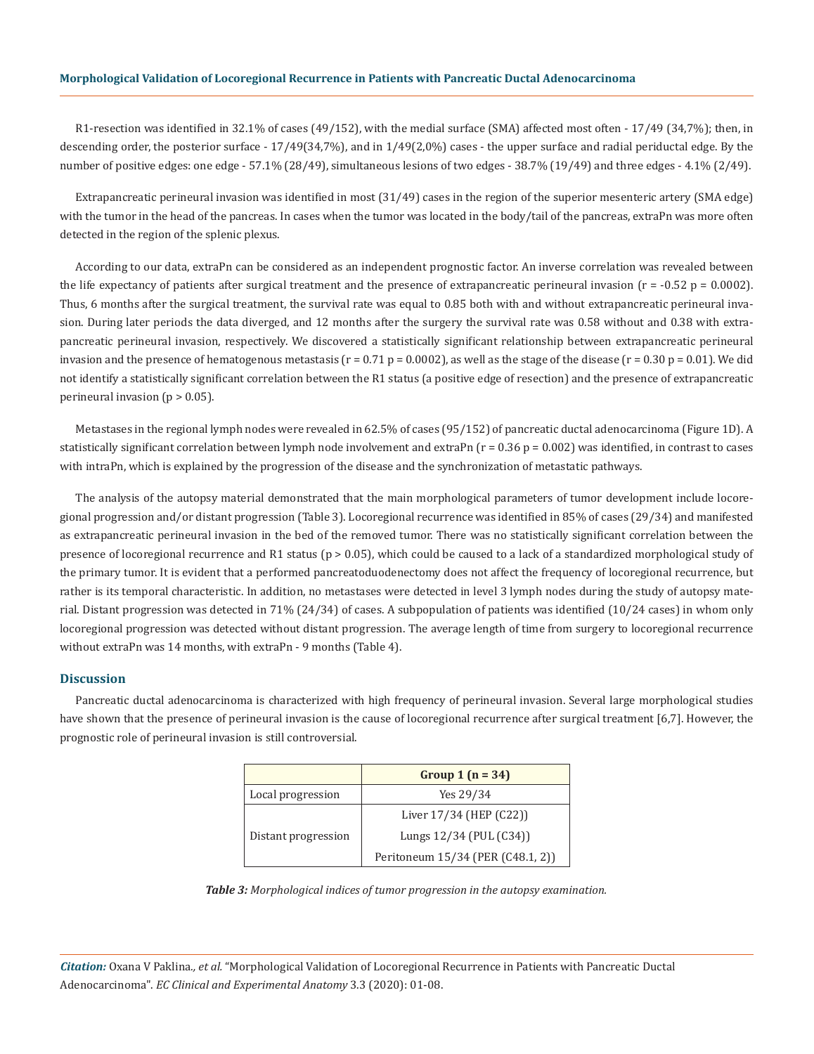R1-resection was identified in 32.1% of cases (49/152), with the medial surface (SMA) affected most often - 17/49 (34,7%); then, in descending order, the posterior surface - 17/49(34,7%), and in 1/49(2,0%) cases - the upper surface and radial periductal edge. By the number of positive edges: one edge - 57.1% (28/49), simultaneous lesions of two edges - 38.7% (19/49) and three edges - 4.1% (2/49).

Extrapancreatic perineural invasion was identified in most (31/49) cases in the region of the superior mesenteric artery (SMA edge) with the tumor in the head of the pancreas. In cases when the tumor was located in the body/tail of the pancreas, extraPn was more often detected in the region of the splenic plexus.

According to our data, extraPn can be considered as an independent prognostic factor. An inverse correlation was revealed between the life expectancy of patients after surgical treatment and the presence of extrapancreatic perineural invasion ($r = -0.52$ $p = 0.0002$). Thus, 6 months after the surgical treatment, the survival rate was equal to 0.85 both with and without extrapancreatic perineural invasion. During later periods the data diverged, and 12 months after the surgery the survival rate was 0.58 without and 0.38 with extrapancreatic perineural invasion, respectively. We discovered a statistically significant relationship between extrapancreatic perineural invasion and the presence of hematogenous metastasis ($r = 0.71$ $p = 0.0002$), as well as the stage of the disease ($r = 0.30$ $p = 0.01$). We did not identify a statistically significant correlation between the R1 status (a positive edge of resection) and the presence of extrapancreatic perineural invasion ($p > 0.05$).

Metastases in the regional lymph nodes were revealed in 62.5% of cases (95/152) of pancreatic ductal adenocarcinoma (Figure 1D). A statistically significant correlation between lymph node involvement and extraPn ($r = 0.36$ $p = 0.002$) was identified, in contrast to cases with intraPn, which is explained by the progression of the disease and the synchronization of metastatic pathways.

The analysis of the autopsy material demonstrated that the main morphological parameters of tumor development include locoregional progression and/or distant progression (Table 3). Locoregional recurrence was identified in 85% of cases (29/34) and manifested as extrapancreatic perineural invasion in the bed of the removed tumor. There was no statistically significant correlation between the presence of locoregional recurrence and R1 status ($p > 0.05$), which could be caused to a lack of a standardized morphological study of the primary tumor. It is evident that a performed pancreatoduodenectomy does not affect the frequency of locoregional recurrence, but rather is its temporal characteristic. In addition, no metastases were detected in level 3 lymph nodes during the study of autopsy material. Distant progression was detected in 71% (24/34) of cases. A subpopulation of patients was identified (10/24 cases) in whom only locoregional progression was detected without distant progression. The average length of time from surgery to locoregional recurrence without extraPn was 14 months, with extraPn - 9 months (Table 4).

## Discussion

Pancreatic ductal adenocarcinoma is characterized with high frequency of perineural invasion. Several large morphological studies have shown that the presence of perineural invasion is the cause of locoregional recurrence after surgical treatment [6,7]. However, the prognostic role of perineural invasion is still controversial.

| | Group 1 (n = 34) |
|---|---|
| Local progression | Yes 29/34 |
| Distant progression | Liver 17/34 (HEP (C22)) |
| | Lungs 12/34 (PUL (C34)) |
| | Peritoneum 15/34 (PER (C48.1, 2)) |

***Table 3:*** *Morphological indices of tumor progression in the autopsy examination.*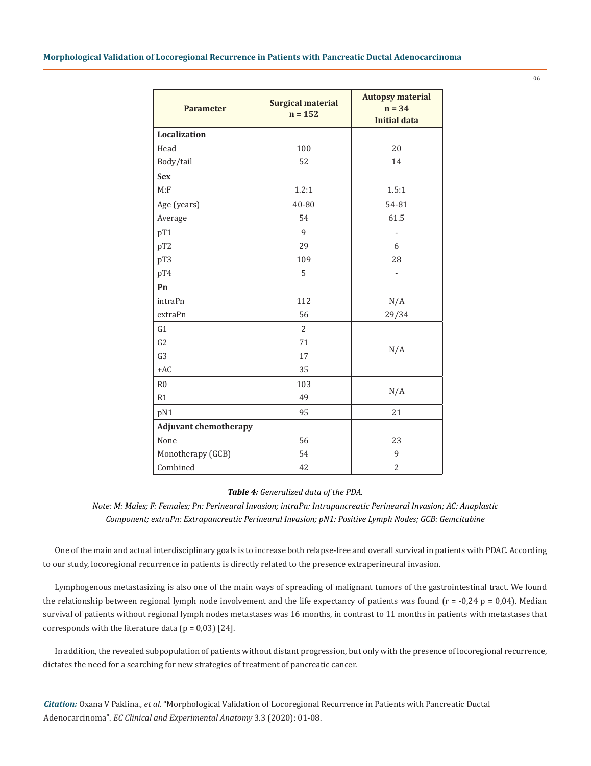| Parameter | Surgical material n = 152 | Autopsy material n = 34 Initial data |
|---|---|---|
| **Localization** | | |
| Head | 100 | 20 |
| Body/tail | 52 | 14 |
| **Sex** | | |
| M:F | 1.2:1 | 1.5:1 |
| Age (years) | 40-80 | 54-81 |
| Average | 54 | 61.5 |
| pT1 | 9 | - |
| pT2 | 29 | 6 |
| pT3 | 109 | 28 |
| pT4 | 5 | - |
| **Pn** | | |
| intraPn | 112 | N/A |
| extraPn | 56 | 29/34 |
| G1 | 2 | N/A |
| G2 | 71 | |
| G3 | 17 | |
| +AC | 35 | |
| R0 | 103 | N/A |
| R1 | 49 | |
| pN1 | 95 | 21 |
| **Adjuvant chemotherapy** | | |
| None | 56 | 23 |
| Monotherapy (GCB) | 54 | 9 |
| Combined | 42 | 2 |

***Table 4:*** *Generalized data of the PDA.*

*Note: M: Males; F: Females; Pn: Perineural Invasion; intraPn: Intrapancreatic Perineural Invasion; AC: Anaplastic Component; extraPn: Extrapancreatic Perineural Invasion; pN1: Positive Lymph Nodes; GCB: Gemcitabine*

One of the main and actual interdisciplinary goals is to increase both relapse-free and overall survival in patients with PDAC. According to our study, locoregional recurrence in patients is directly related to the presence extraperineural invasion.

Lymphogenous metastasizing is also one of the main ways of spreading of malignant tumors of the gastrointestinal tract. We found the relationship between regional lymph node involvement and the life expectancy of patients was found ($r = -0,24$ $p = 0,04$). Median survival of patients without regional lymph nodes metastases was 16 months, in contrast to 11 months in patients with metastases that corresponds with the literature data ($p = 0,03$) [24].

In addition, the revealed subpopulation of patients without distant progression, but only with the presence of locoregional recurrence, dictates the need for a searching for new strategies of treatment of pancreatic cancer.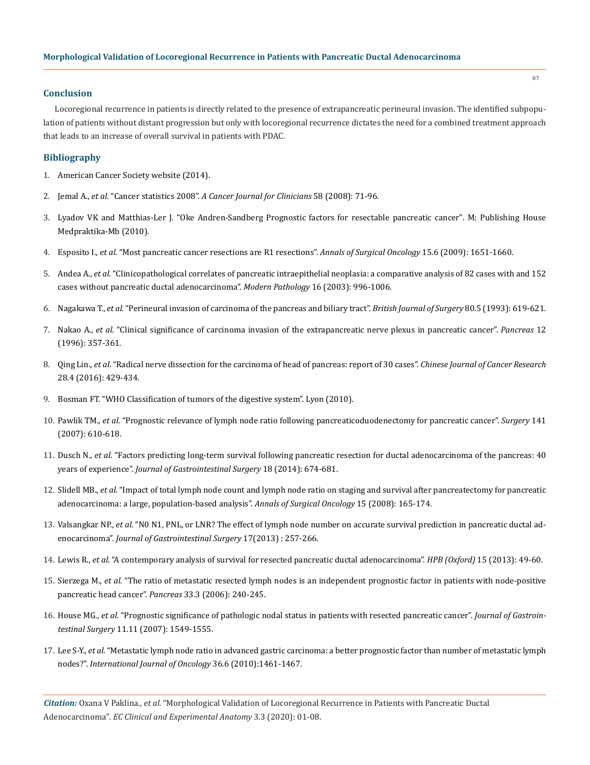## Conclusion

Locoregional recurrence in patients is directly related to the presence of extrapancreatic perineural invasion. The identified subpopulation of patients without distant progression but only with locoregional recurrence dictates the need for a combined treatment approach that leads to an increase of overall survival in patients with PDAC.

## Bibliography

1. American Cancer Society website (2014).
2. Jemal A., *et al*. "Cancer statistics 2008". *A Cancer Journal for Clinicians* 58 (2008): 71-96.
3. Lyadov VK and Matthias-Ler J. "Oke Andren-Sandberg Prognostic factors for resectable pancreatic cancer". M: Publishing House Medpraktika-Mb (2010).
4. Esposito I., *et al*. "Most pancreatic cancer resections are R1 resections". *Annals of Surgical Oncology* 15.6 (2009): 1651-1660.
5. Andea A., *et al*. "Clinicopathological correlates of pancreatic intraepithelial neoplasia: a comparative analysis of 82 cases with and 152 cases without pancreatic ductal adenocarcinoma". *Modern Pathology* 16 (2003): 996-1006.
6. Nagakawa T., *et al*. "Perineural invasion of carcinoma of the pancreas and biliary tract". *British Journal of Surgery* 80.5 (1993): 619-621.
7. Nakao A., *et al*. "Clinical significance of carcinoma invasion of the extrapancreatic nerve plexus in pancreatic cancer". *Pancreas* 12 (1996): 357-361.
8. Qing Lin., *et al*. "Radical nerve dissection for the carcinoma of head of pancreas: report of 30 cases". *Chinese Journal of Cancer Research* 28.4 (2016): 429-434.
9. Bosman FT. "WHO Classification of tumors of the digestive system". Lyon (2010).
10. Pawlik TM., *et al*. "Prognostic relevance of lymph node ratio following pancreaticoduodenectomy for pancreatic cancer". *Surgery* 141 (2007): 610-618.
11. Dusch N., *et al*. "Factors predicting long-term survival following pancreatic resection for ductal adenocarcinoma of the pancreas: 40 years of experience". *Journal of Gastrointestinal Surgery* 18 (2014): 674-681.
12. Slidell MB., *et al*. "Impact of total lymph node count and lymph node ratio on staging and survival after pancreatectomy for pancreatic adenocarcinoma: a large, population-based analysis". *Annals of Surgical Oncology* 15 (2008): 165-174.
13. Valsangkar NP., *et al*. "N0 N1, PNL, or LNR? The effect of lymph node number on accurate survival prediction in pancreatic ductal adenocarcinoma". *Journal of Gastrointestinal Surgery* 17(2013) : 257-266.
14. Lewis R., *et al*. "A contemporary analysis of survival for resected pancreatic ductal adenocarcinoma". *HPB (Oxford)* 15 (2013): 49-60.
15. Sierzega M., *et al*. "The ratio of metastatic resected lymph nodes is an independent prognostic factor in patients with node-positive pancreatic head cancer". *Pancreas* 33.3 (2006): 240-245.
16. House MG., *et al*. "Prognostic significance of pathologic nodal status in patients with resected pancreatic cancer". *Journal of Gastrointestinal Surgery* 11.11 (2007): 1549-1555.
17. Lee S-Y., *et al*. "Metastatic lymph node ratio in advanced gastric carcinoma: a better prognostic factor than number of metastatic lymph nodes?". *International Journal of Oncology* 36.6 (2010):1461-1467.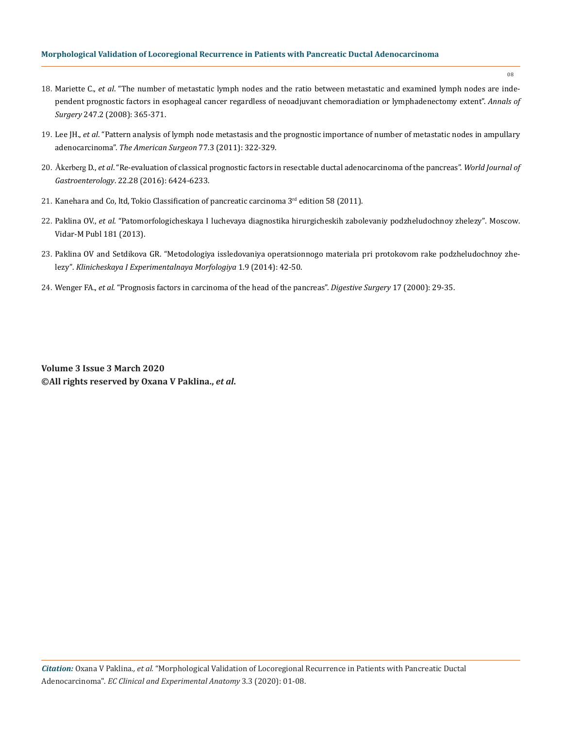18. Mariette C., *et al*. "The number of metastatic lymph nodes and the ratio between metastatic and examined lymph nodes are independent prognostic factors in esophageal cancer regardless of neoadjuvant chemoradiation or lymphadenectomy extent". *Annals of Surgery* 247.2 (2008): 365-371.

19. Lee JH., *et al*. "Pattern analysis of lymph node metastasis and the prognostic importance of number of metastatic nodes in ampullary adenocarcinoma". *The American Surgeon* 77.3 (2011): 322-329.

20. Åkerberg D., *et al*. "Re-evaluation of classical prognostic factors in resectable ductal adenocarcinoma of the pancreas". *World Journal of Gastroenterology*. 22.28 (2016): 6424-6233.

21. Kanehara and Co, ltd, Tokio Classification of pancreatic carcinoma 3rd edition 58 (2011).

22. Paklina OV., *et al*. "Patomorfologicheskaya I luchevaya diagnostika hirurgicheskih zabolevaniy podzheludochnoy zhelezy". Moscow. Vidar-M Publ 181 (2013).

23. Paklina OV and Setdikova GR. "Metodologiya issledovaniya operatsionnogo materiala pri protokovom rake podzheludochnoy zhelezy". *Klinicheskaya I Experimentalnaya Morfologiya* 1.9 (2014): 42-50.

24. Wenger FA., *et al*. "Prognosis factors in carcinoma of the head of the pancreas". *Digestive Surgery* 17 (2000): 29-35.

**Volume 3 Issue 3 March 2020**
**©All rights reserved by Oxana V Paklina., *et al*.**